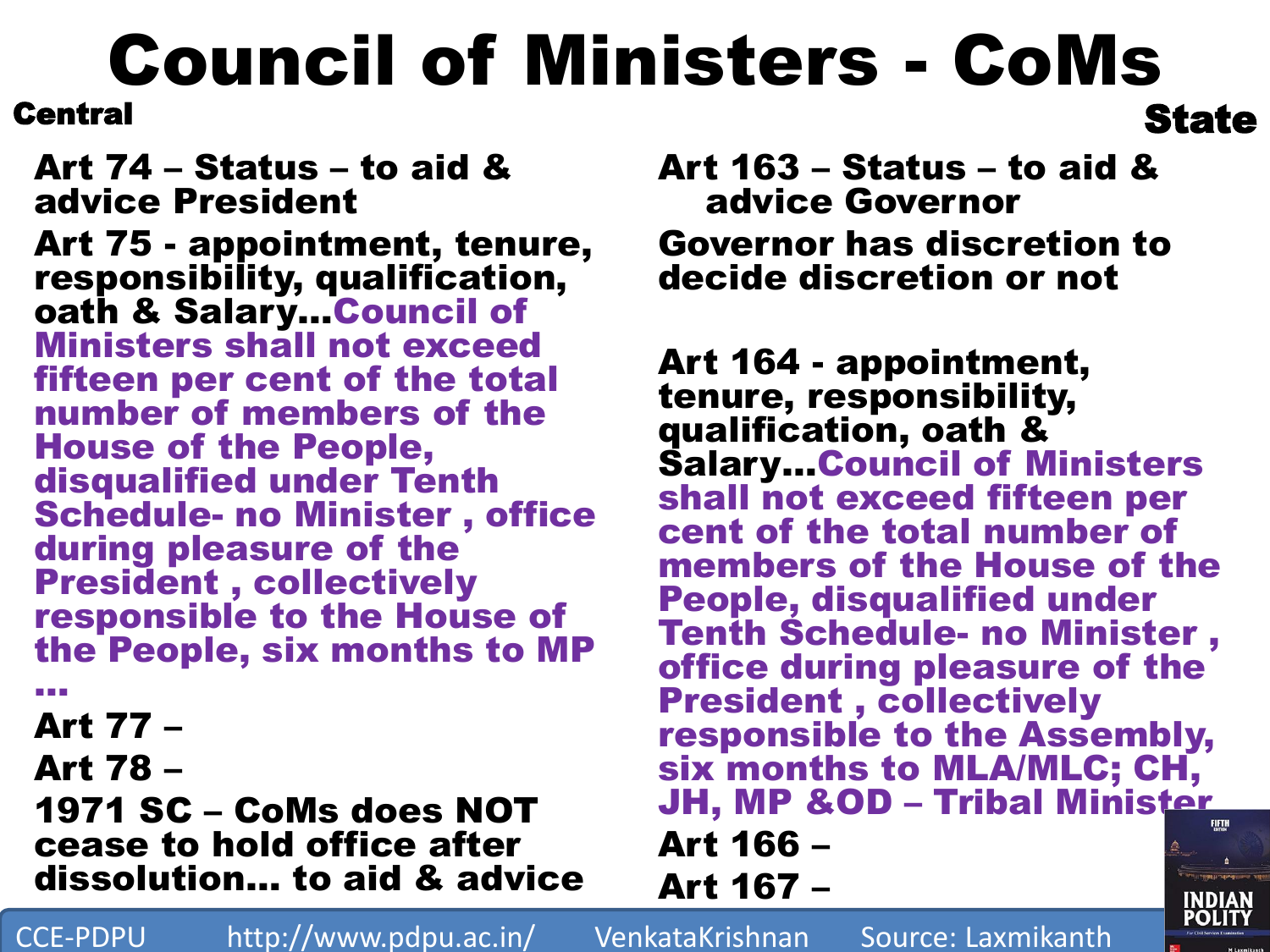# Council of Ministers - CoMs

## Central

**Art 74 – Status – to aid & advice President**

**Art 75 - appointment, tenure, responsibility, qualification, oath & Salary…Council of Ministers shall not exceed fifteen per cent of the total number of members of the House of the People, disqualified under Tenth Schedule- no Minister , office during pleasure of the President , collectively responsible to the House of the People, six months to MP …**

**Art 77 –**

**Art 78 –**

**1971 SC – CoMs does NOT cease to hold office after dissolution… to aid & advice**

## State

**Art 163 – Status – to aid & advice Governor**

**Governor has discretion to decide discretion or not**

**Art 164 - appointment, tenure, responsibility, qualification, oath & Salary…Council of Ministers shall not exceed fifteen per cent of the total number of members of the House of the People, disqualified under Tenth Schedule- no Minister , office during pleasure of the President , collectively responsible to the Assembly, six months to MLA/MLC; CH, JH, MP &OD – Tribal Minister**

**Art 166 –**

**Art 167 –**

CCE-PDPU http://www.pdpu.ac.in/ VenkataKrishnan Source: Laxmikanth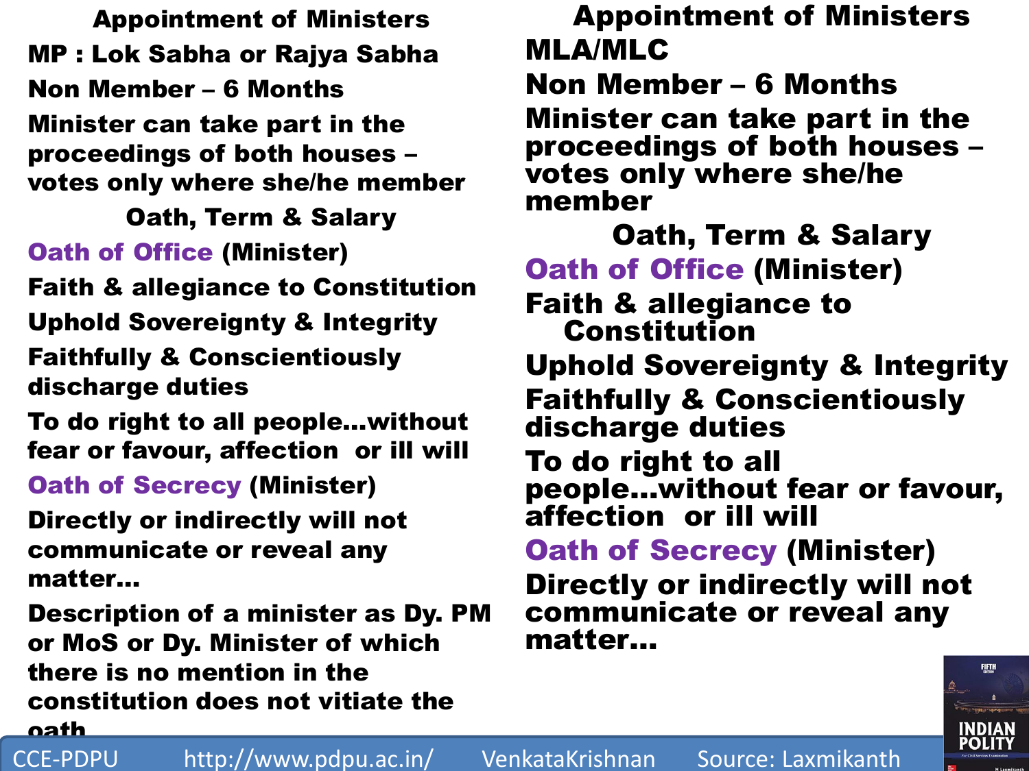## Appointment of Ministers

MP : Lok Sabha or Rajya Sabha

Non Member – 6 Months

Minister can take part in the proceedings of both houses – votes only where she/he member

### Oath, Term & Salary

**Oath of Office** (Minister)

Faith & allegiance to Constitution

Uphold Sovereignty & Integrity

Faithfully & Conscientiously discharge duties

To do right to all people…without fear or favour, affection or ill will

**Oath of Secrecy** (Minister)

Directly or indirectly will not communicate or reveal any matter…

Description of a minister as Dy. PM or MoS or Dy. Minister of which there is no mention in the constitution does not vitiate the oath

## Appointment of Ministers

MLA/MLC

Non Member – 6 Months

Minister can take part in the proceedings of both houses – votes only where she/he member

### Oath, Term & Salary

**Oath of Office** (Minister)

Faith & allegiance to Constitution

Uphold Sovereignty & Integrity

Faithfully & Conscientiously discharge duties

To do right to all people…without fear or favour, affection or ill will

**Oath of Secrecy** (Minister)

Directly or indirectly will not communicate or reveal any matter…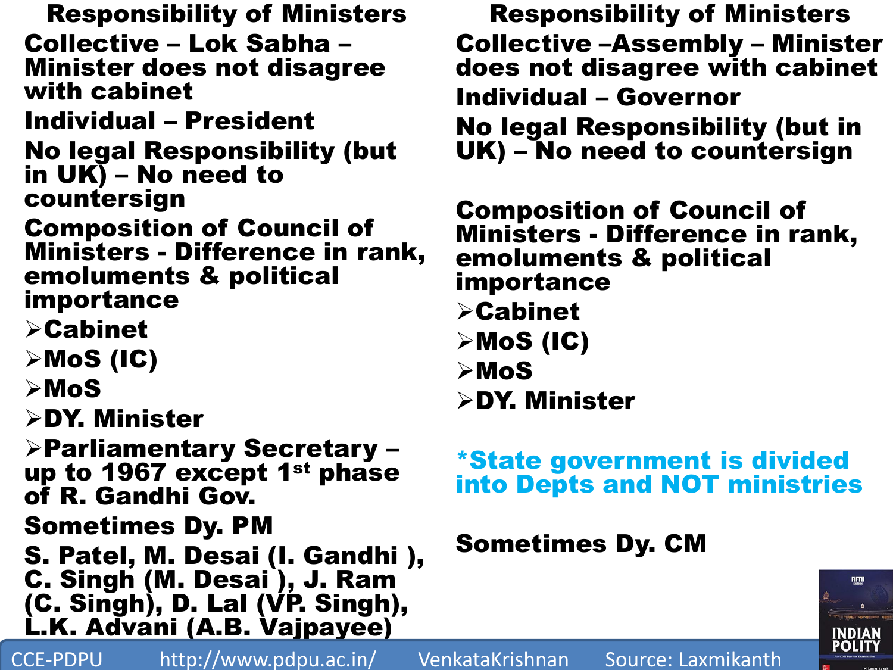## Responsibility of Ministers

**Collective – Lok Sabha – Minister does not disagree with cabinet**

**Individual – President**

**No legal Responsibility (but in UK) – No need to countersign**

**Composition of Council of Ministers - Difference in rank, emoluments & political importance**

- Cabinet
- MoS (IC)
- MoS
- DY. Minister
- Parliamentary Secretary – up to 1967 except 1st phase of R. Gandhi Gov.

**Sometimes Dy. PM**

**S. Patel, M. Desai (I. Gandhi ), C. Singh (M. Desai ), J. Ram (C. Singh), D. Lal (VP. Singh), L.K. Advani (A.B. Vajpayee)**

## Responsibility of Ministers

**Collective –Assembly – Minister does not disagree with cabinet**

**Individual – Governor**

**No legal Responsibility (but in UK) – No need to countersign**

**Composition of Council of Ministers - Difference in rank, emoluments & political importance**

- Cabinet
- MoS (IC)
- MoS
- DY. Minister

***State government is divided into Depts and NOT ministries**

**Sometimes Dy. CM**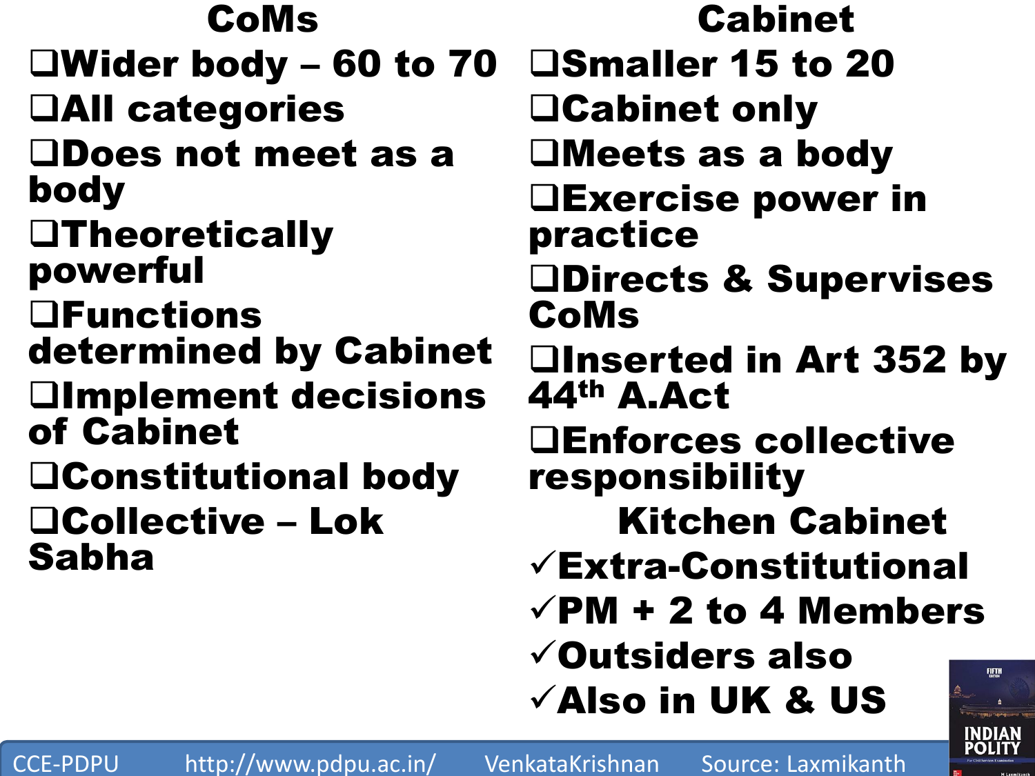## CoMs

- Wider body – 60 to 70
- All categories
- Does not meet as a body
- Theoretically powerful
- Functions determined by Cabinet
- Implement decisions of Cabinet
- Constitutional body
- Collective – Lok Sabha

## Cabinet

- Smaller 15 to 20
- Cabinet only
- Meets as a body
- Exercise power in practice
- Directs & Supervises CoMs
- Inserted in Art 352 by 44th A.Act
- Enforces collective responsibility

## Kitchen Cabinet

- ✓ Extra-Constitutional
- ✓ PM + 2 to 4 Members
- ✓ Outsiders also
- ✓ Also in UK & US

Source: Laxmikanth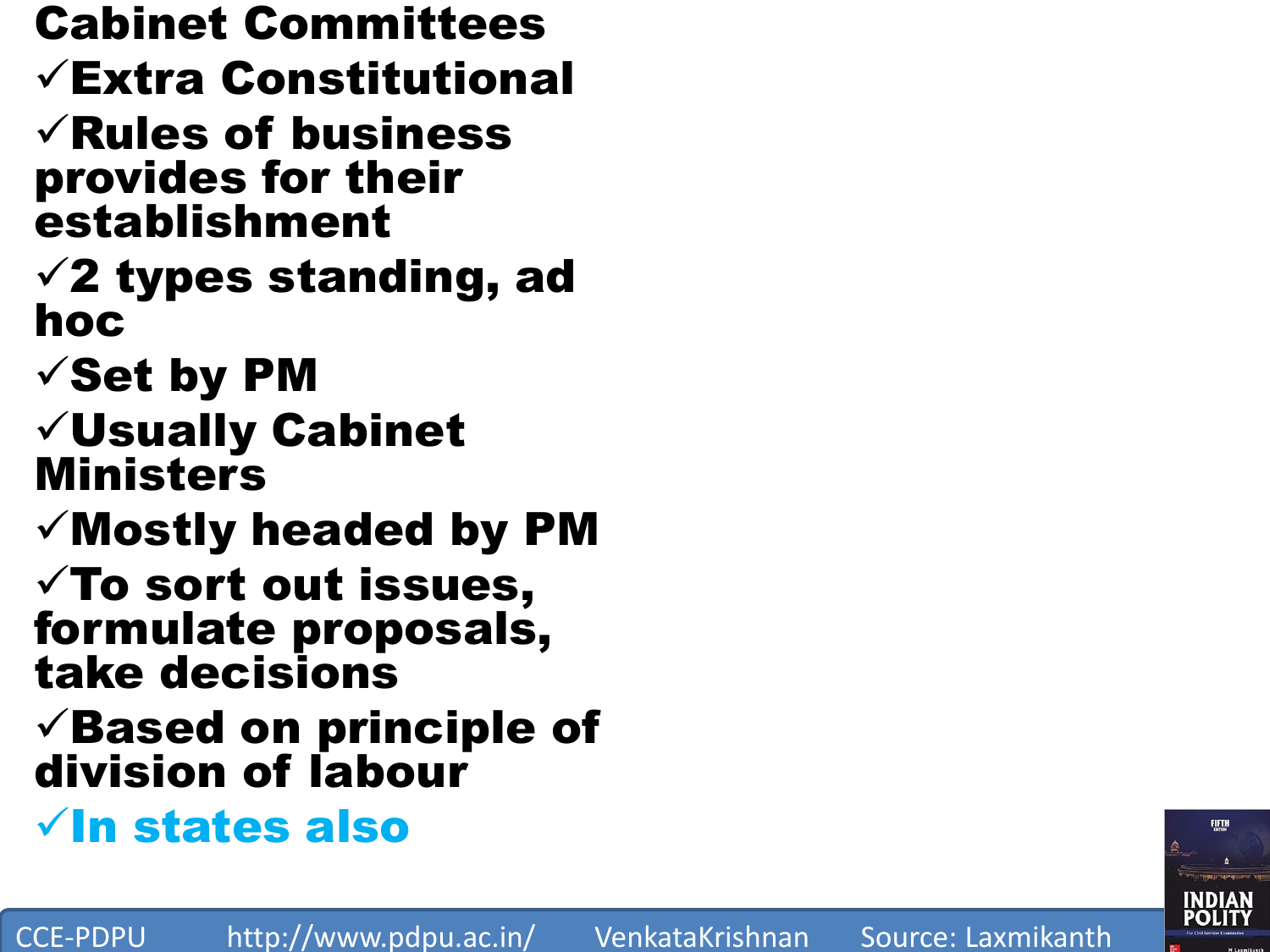# Cabinet Committees

- ✓Extra Constitutional
- ✓Rules of business provides for their establishment
- ✓2 types standing, ad hoc
- ✓Set by PM
- ✓Usually Cabinet Ministers
- ✓Mostly headed by PM
- ✓To sort out issues, formulate proposals, take decisions
- ✓Based on principle of division of labour
- ✓In states also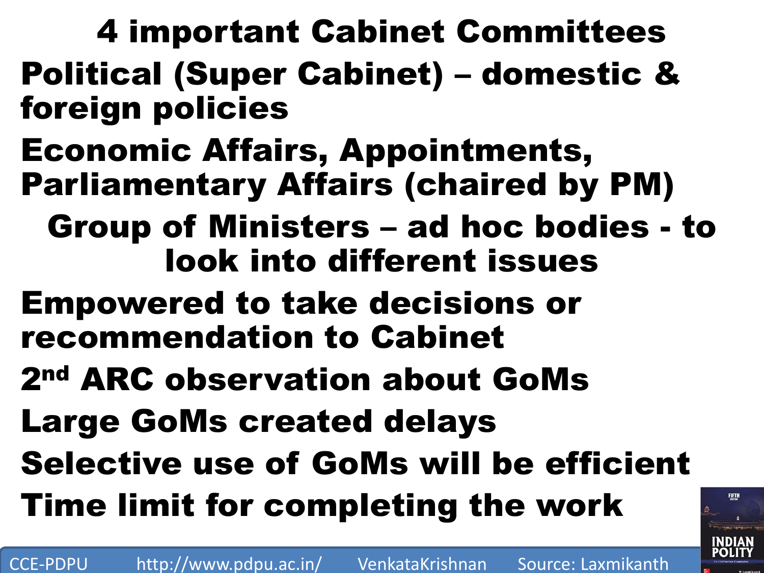# 4 important Cabinet Committees

Political (Super Cabinet) – domestic & foreign policies

Economic Affairs, Appointments, Parliamentary Affairs (chaired by PM)

## Group of Ministers – ad hoc bodies - to look into different issues

Empowered to take decisions or recommendation to Cabinet

2nd ARC observation about GoMs

Large GoMs created delays

Selective use of GoMs will be efficient

Time limit for completing the work